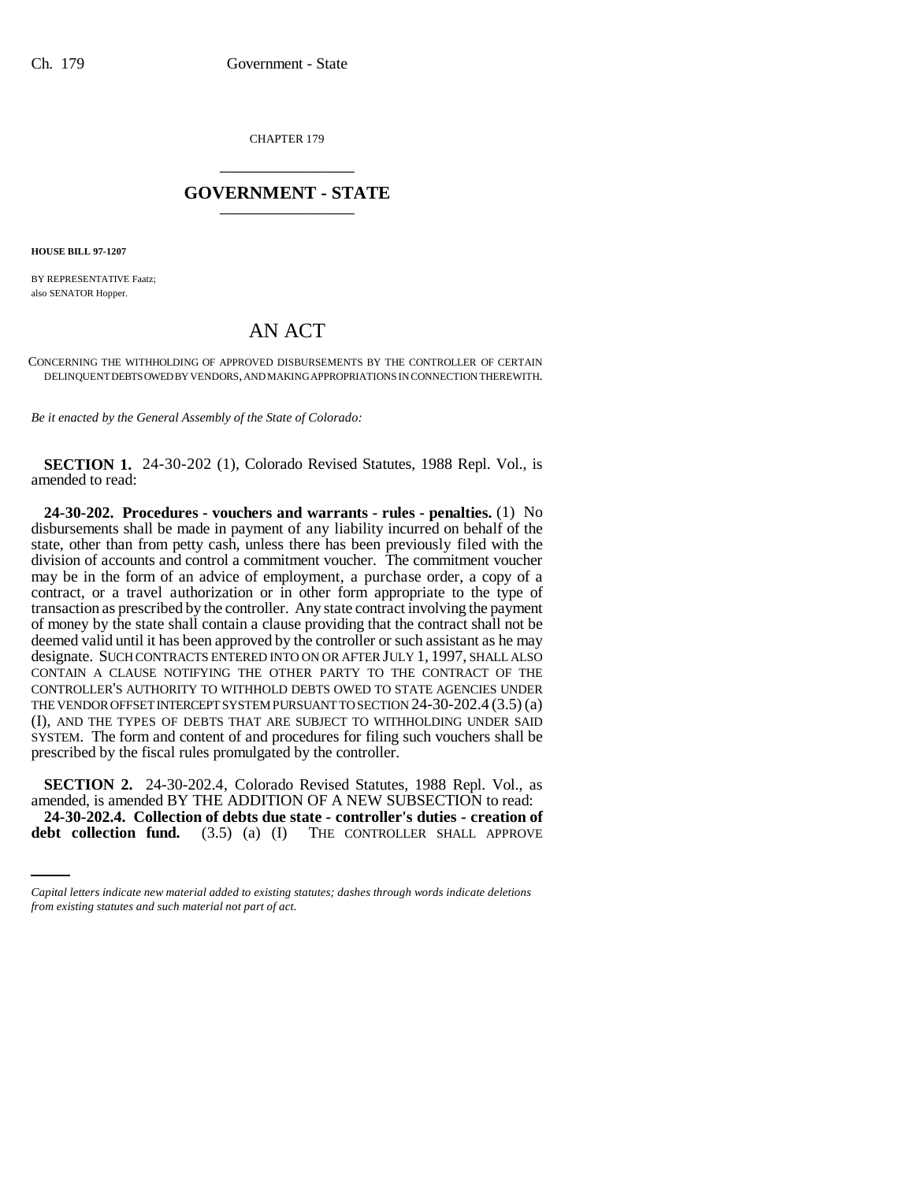CHAPTER 179

\_\_\_\_\_\_\_\_\_\_\_\_\_\_\_\_\_\_\_\_\_\_\_\_

## GOVERNMENT - STATE

\_\_\_\_\_\_\_\_\_\_\_\_\_\_\_\_\_\_\_\_\_\_\_\_

**HOUSE BILL 97-1207**

BY REPRESENTATIVE Faatz;
also SENATOR Hopper.

# AN ACT

CONCERNING THE WITHHOLDING OF APPROVED DISBURSEMENTS BY THE CONTROLLER OF CERTAIN DELINQUENT DEBTS OWED BY VENDORS, AND MAKING APPROPRIATIONS IN CONNECTION THEREWITH.

*Be it enacted by the General Assembly of the State of Colorado:*

**SECTION 1.** 24-30-202 (1), Colorado Revised Statutes, 1988 Repl. Vol., is amended to read:

**24-30-202. Procedures - vouchers and warrants - rules - penalties.** (1) No disbursements shall be made in payment of any liability incurred on behalf of the state, other than from petty cash, unless there has been previously filed with the division of accounts and control a commitment voucher. The commitment voucher may be in the form of an advice of employment, a purchase order, a copy of a contract, or a travel authorization or in other form appropriate to the type of transaction as prescribed by the controller. Any state contract involving the payment of money by the state shall contain a clause providing that the contract shall not be deemed valid until it has been approved by the controller or such assistant as he may designate. SUCH CONTRACTS ENTERED INTO ON OR AFTER JULY 1, 1997, SHALL ALSO CONTAIN A CLAUSE NOTIFYING THE OTHER PARTY TO THE CONTRACT OF THE CONTROLLER'S AUTHORITY TO WITHHOLD DEBTS OWED TO STATE AGENCIES UNDER THE VENDOR OFFSET INTERCEPT SYSTEM PURSUANT TO SECTION 24-30-202.4 (3.5) (a) (I), AND THE TYPES OF DEBTS THAT ARE SUBJECT TO WITHHOLDING UNDER SAID SYSTEM. The form and content of and procedures for filing such vouchers shall be prescribed by the fiscal rules promulgated by the controller.

**SECTION 2.** 24-30-202.4, Colorado Revised Statutes, 1988 Repl. Vol., as amended, is amended BY THE ADDITION OF A NEW SUBSECTION to read:

**24-30-202.4. Collection of debts due state - controller's duties - creation of debt collection fund.** (3.5) (a) (I) THE CONTROLLER SHALL APPROVE

*Capital letters indicate new material added to existing statutes; dashes through words indicate deletions from existing statutes and such material not part of act.*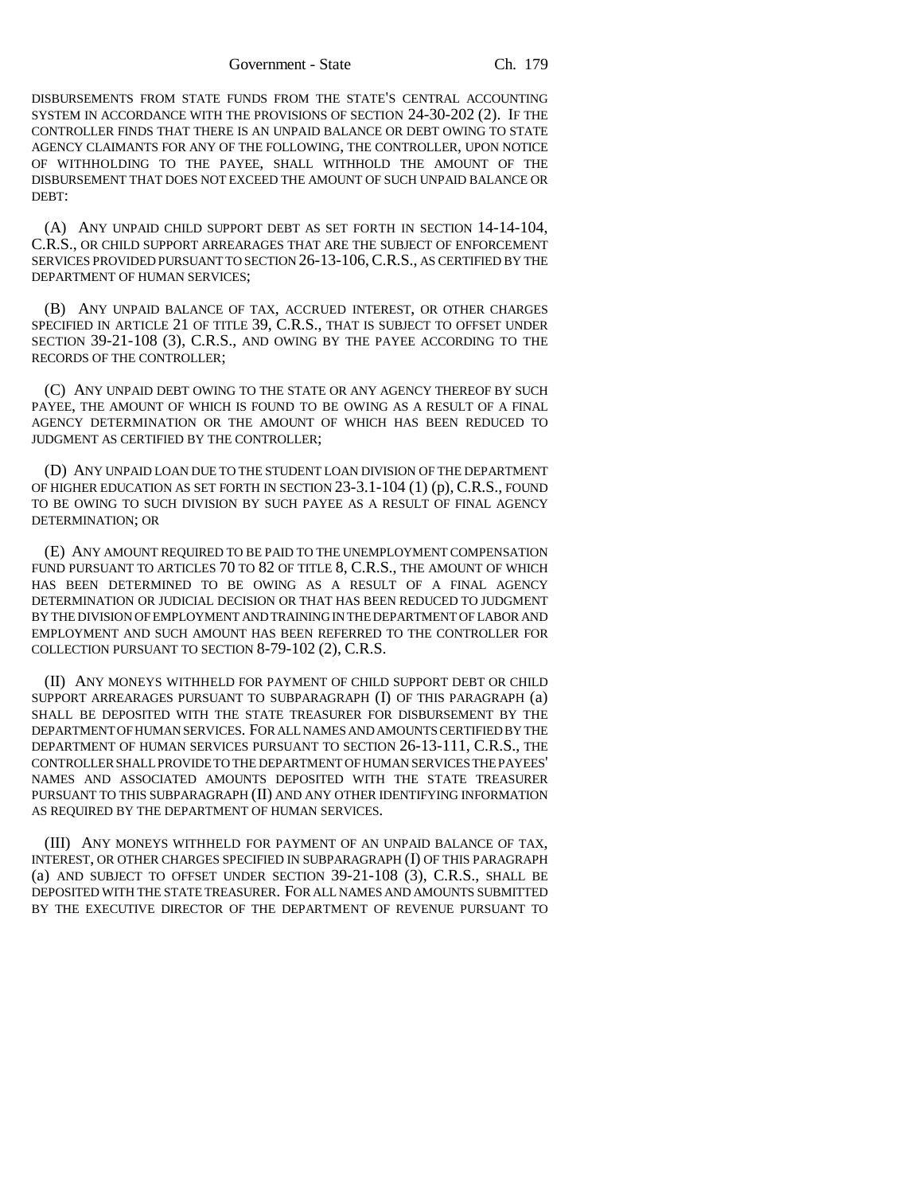DISBURSEMENTS FROM STATE FUNDS FROM THE STATE'S CENTRAL ACCOUNTING SYSTEM IN ACCORDANCE WITH THE PROVISIONS OF SECTION 24-30-202 (2). IF THE CONTROLLER FINDS THAT THERE IS AN UNPAID BALANCE OR DEBT OWING TO STATE AGENCY CLAIMANTS FOR ANY OF THE FOLLOWING, THE CONTROLLER, UPON NOTICE OF WITHHOLDING TO THE PAYEE, SHALL WITHHOLD THE AMOUNT OF THE DISBURSEMENT THAT DOES NOT EXCEED THE AMOUNT OF SUCH UNPAID BALANCE OR DEBT:

(A) ANY UNPAID CHILD SUPPORT DEBT AS SET FORTH IN SECTION 14-14-104, C.R.S., OR CHILD SUPPORT ARREARAGES THAT ARE THE SUBJECT OF ENFORCEMENT SERVICES PROVIDED PURSUANT TO SECTION 26-13-106, C.R.S., AS CERTIFIED BY THE DEPARTMENT OF HUMAN SERVICES;

(B) ANY UNPAID BALANCE OF TAX, ACCRUED INTEREST, OR OTHER CHARGES SPECIFIED IN ARTICLE 21 OF TITLE 39, C.R.S., THAT IS SUBJECT TO OFFSET UNDER SECTION 39-21-108 (3), C.R.S., AND OWING BY THE PAYEE ACCORDING TO THE RECORDS OF THE CONTROLLER;

(C) ANY UNPAID DEBT OWING TO THE STATE OR ANY AGENCY THEREOF BY SUCH PAYEE, THE AMOUNT OF WHICH IS FOUND TO BE OWING AS A RESULT OF A FINAL AGENCY DETERMINATION OR THE AMOUNT OF WHICH HAS BEEN REDUCED TO JUDGMENT AS CERTIFIED BY THE CONTROLLER;

(D) ANY UNPAID LOAN DUE TO THE STUDENT LOAN DIVISION OF THE DEPARTMENT OF HIGHER EDUCATION AS SET FORTH IN SECTION 23-3.1-104 (1) (p), C.R.S., FOUND TO BE OWING TO SUCH DIVISION BY SUCH PAYEE AS A RESULT OF FINAL AGENCY DETERMINATION; OR

(E) ANY AMOUNT REQUIRED TO BE PAID TO THE UNEMPLOYMENT COMPENSATION FUND PURSUANT TO ARTICLES 70 TO 82 OF TITLE 8, C.R.S., THE AMOUNT OF WHICH HAS BEEN DETERMINED TO BE OWING AS A RESULT OF A FINAL AGENCY DETERMINATION OR JUDICIAL DECISION OR THAT HAS BEEN REDUCED TO JUDGMENT BY THE DIVISION OF EMPLOYMENT AND TRAINING IN THE DEPARTMENT OF LABOR AND EMPLOYMENT AND SUCH AMOUNT HAS BEEN REFERRED TO THE CONTROLLER FOR COLLECTION PURSUANT TO SECTION 8-79-102 (2), C.R.S.

(II) ANY MONEYS WITHHELD FOR PAYMENT OF CHILD SUPPORT DEBT OR CHILD SUPPORT ARREARAGES PURSUANT TO SUBPARAGRAPH (I) OF THIS PARAGRAPH (a) SHALL BE DEPOSITED WITH THE STATE TREASURER FOR DISBURSEMENT BY THE DEPARTMENT OF HUMAN SERVICES. FOR ALL NAMES AND AMOUNTS CERTIFIED BY THE DEPARTMENT OF HUMAN SERVICES PURSUANT TO SECTION 26-13-111, C.R.S., THE CONTROLLER SHALL PROVIDE TO THE DEPARTMENT OF HUMAN SERVICES THE PAYEES' NAMES AND ASSOCIATED AMOUNTS DEPOSITED WITH THE STATE TREASURER PURSUANT TO THIS SUBPARAGRAPH (II) AND ANY OTHER IDENTIFYING INFORMATION AS REQUIRED BY THE DEPARTMENT OF HUMAN SERVICES.

(III) ANY MONEYS WITHHELD FOR PAYMENT OF AN UNPAID BALANCE OF TAX, INTEREST, OR OTHER CHARGES SPECIFIED IN SUBPARAGRAPH (I) OF THIS PARAGRAPH (a) AND SUBJECT TO OFFSET UNDER SECTION 39-21-108 (3), C.R.S., SHALL BE DEPOSITED WITH THE STATE TREASURER. FOR ALL NAMES AND AMOUNTS SUBMITTED BY THE EXECUTIVE DIRECTOR OF THE DEPARTMENT OF REVENUE PURSUANT TO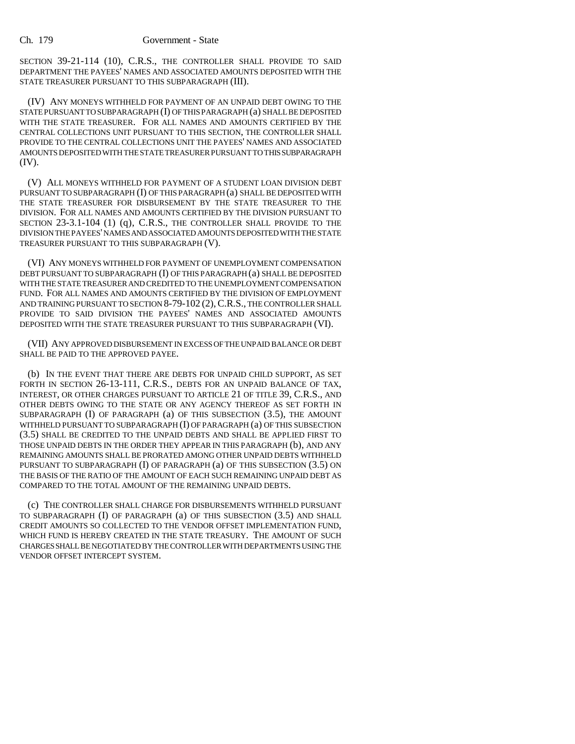SECTION 39-21-114 (10), C.R.S., THE CONTROLLER SHALL PROVIDE TO SAID DEPARTMENT THE PAYEES' NAMES AND ASSOCIATED AMOUNTS DEPOSITED WITH THE STATE TREASURER PURSUANT TO THIS SUBPARAGRAPH (III).

(IV) ANY MONEYS WITHHELD FOR PAYMENT OF AN UNPAID DEBT OWING TO THE STATE PURSUANT TO SUBPARAGRAPH (I) OF THIS PARAGRAPH (a) SHALL BE DEPOSITED WITH THE STATE TREASURER. FOR ALL NAMES AND AMOUNTS CERTIFIED BY THE CENTRAL COLLECTIONS UNIT PURSUANT TO THIS SECTION, THE CONTROLLER SHALL PROVIDE TO THE CENTRAL COLLECTIONS UNIT THE PAYEES' NAMES AND ASSOCIATED AMOUNTS DEPOSITED WITH THE STATE TREASURER PURSUANT TO THIS SUBPARAGRAPH (IV).

(V) ALL MONEYS WITHHELD FOR PAYMENT OF A STUDENT LOAN DIVISION DEBT PURSUANT TO SUBPARAGRAPH (I) OF THIS PARAGRAPH (a) SHALL BE DEPOSITED WITH THE STATE TREASURER FOR DISBURSEMENT BY THE STATE TREASURER TO THE DIVISION. FOR ALL NAMES AND AMOUNTS CERTIFIED BY THE DIVISION PURSUANT TO SECTION 23-3.1-104 (1) (q), C.R.S., THE CONTROLLER SHALL PROVIDE TO THE DIVISION THE PAYEES' NAMES AND ASSOCIATED AMOUNTS DEPOSITED WITH THE STATE TREASURER PURSUANT TO THIS SUBPARAGRAPH (V).

(VI) ANY MONEYS WITHHELD FOR PAYMENT OF UNEMPLOYMENT COMPENSATION DEBT PURSUANT TO SUBPARAGRAPH (I) OF THIS PARAGRAPH (a) SHALL BE DEPOSITED WITH THE STATE TREASURER AND CREDITED TO THE UNEMPLOYMENT COMPENSATION FUND. FOR ALL NAMES AND AMOUNTS CERTIFIED BY THE DIVISION OF EMPLOYMENT AND TRAINING PURSUANT TO SECTION 8-79-102 (2), C.R.S., THE CONTROLLER SHALL PROVIDE TO SAID DIVISION THE PAYEES' NAMES AND ASSOCIATED AMOUNTS DEPOSITED WITH THE STATE TREASURER PURSUANT TO THIS SUBPARAGRAPH (VI).

(VII) ANY APPROVED DISBURSEMENT IN EXCESS OF THE UNPAID BALANCE OR DEBT SHALL BE PAID TO THE APPROVED PAYEE.

(b) IN THE EVENT THAT THERE ARE DEBTS FOR UNPAID CHILD SUPPORT, AS SET FORTH IN SECTION 26-13-111, C.R.S., DEBTS FOR AN UNPAID BALANCE OF TAX, INTEREST, OR OTHER CHARGES PURSUANT TO ARTICLE 21 OF TITLE 39, C.R.S., AND OTHER DEBTS OWING TO THE STATE OR ANY AGENCY THEREOF AS SET FORTH IN SUBPARAGRAPH (I) OF PARAGRAPH (a) OF THIS SUBSECTION (3.5), THE AMOUNT WITHHELD PURSUANT TO SUBPARAGRAPH (I) OF PARAGRAPH (a) OF THIS SUBSECTION (3.5) SHALL BE CREDITED TO THE UNPAID DEBTS AND SHALL BE APPLIED FIRST TO THOSE UNPAID DEBTS IN THE ORDER THEY APPEAR IN THIS PARAGRAPH (b), AND ANY REMAINING AMOUNTS SHALL BE PRORATED AMONG OTHER UNPAID DEBTS WITHHELD PURSUANT TO SUBPARAGRAPH (I) OF PARAGRAPH (a) OF THIS SUBSECTION (3.5) ON THE BASIS OF THE RATIO OF THE AMOUNT OF EACH SUCH REMAINING UNPAID DEBT AS COMPARED TO THE TOTAL AMOUNT OF THE REMAINING UNPAID DEBTS.

(c) THE CONTROLLER SHALL CHARGE FOR DISBURSEMENTS WITHHELD PURSUANT TO SUBPARAGRAPH (I) OF PARAGRAPH (a) OF THIS SUBSECTION (3.5) AND SHALL CREDIT AMOUNTS SO COLLECTED TO THE VENDOR OFFSET IMPLEMENTATION FUND, WHICH FUND IS HEREBY CREATED IN THE STATE TREASURY. THE AMOUNT OF SUCH CHARGES SHALL BE NEGOTIATED BY THE CONTROLLER WITH DEPARTMENTS USING THE VENDOR OFFSET INTERCEPT SYSTEM.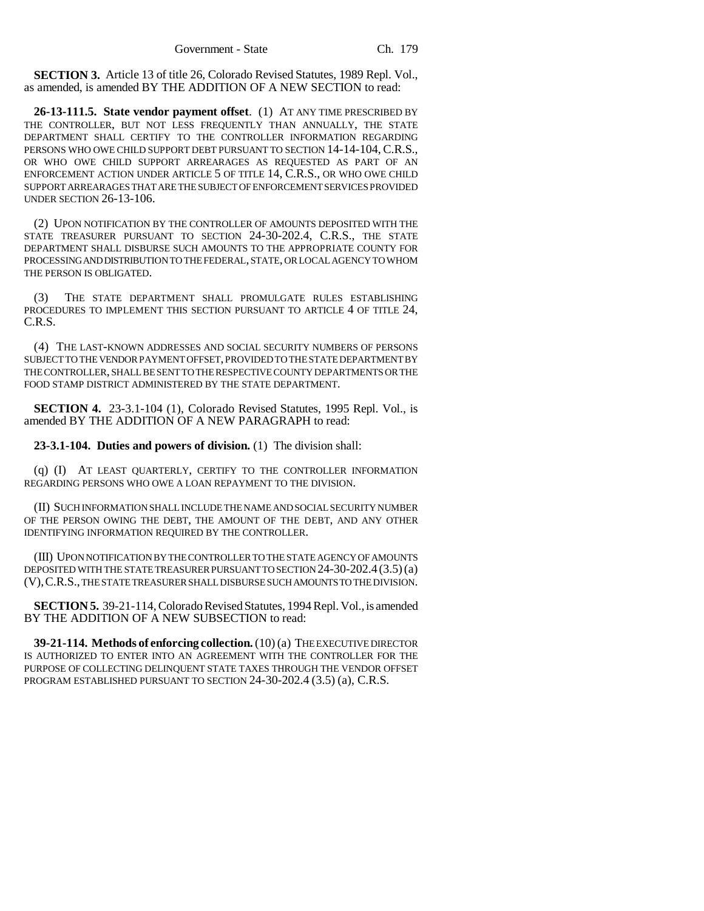**SECTION 3.** Article 13 of title 26, Colorado Revised Statutes, 1989 Repl. Vol., as amended, is amended BY THE ADDITION OF A NEW SECTION to read:

**26-13-111.5. State vendor payment offset**. (1) AT ANY TIME PRESCRIBED BY THE CONTROLLER, BUT NOT LESS FREQUENTLY THAN ANNUALLY, THE STATE DEPARTMENT SHALL CERTIFY TO THE CONTROLLER INFORMATION REGARDING PERSONS WHO OWE CHILD SUPPORT DEBT PURSUANT TO SECTION 14-14-104, C.R.S., OR WHO OWE CHILD SUPPORT ARREARAGES AS REQUESTED AS PART OF AN ENFORCEMENT ACTION UNDER ARTICLE 5 OF TITLE 14, C.R.S., OR WHO OWE CHILD SUPPORT ARREARAGES THAT ARE THE SUBJECT OF ENFORCEMENT SERVICES PROVIDED UNDER SECTION 26-13-106.

(2) UPON NOTIFICATION BY THE CONTROLLER OF AMOUNTS DEPOSITED WITH THE STATE TREASURER PURSUANT TO SECTION 24-30-202.4, C.R.S., THE STATE DEPARTMENT SHALL DISBURSE SUCH AMOUNTS TO THE APPROPRIATE COUNTY FOR PROCESSING AND DISTRIBUTION TO THE FEDERAL, STATE, OR LOCAL AGENCY TO WHOM THE PERSON IS OBLIGATED.

(3) THE STATE DEPARTMENT SHALL PROMULGATE RULES ESTABLISHING PROCEDURES TO IMPLEMENT THIS SECTION PURSUANT TO ARTICLE 4 OF TITLE 24, C.R.S.

(4) THE LAST-KNOWN ADDRESSES AND SOCIAL SECURITY NUMBERS OF PERSONS SUBJECT TO THE VENDOR PAYMENT OFFSET, PROVIDED TO THE STATE DEPARTMENT BY THE CONTROLLER, SHALL BE SENT TO THE RESPECTIVE COUNTY DEPARTMENTS OR THE FOOD STAMP DISTRICT ADMINISTERED BY THE STATE DEPARTMENT.

**SECTION 4.** 23-3.1-104 (1), Colorado Revised Statutes, 1995 Repl. Vol., is amended BY THE ADDITION OF A NEW PARAGRAPH to read:

**23-3.1-104. Duties and powers of division.** (1) The division shall:

(q) (I) AT LEAST QUARTERLY, CERTIFY TO THE CONTROLLER INFORMATION REGARDING PERSONS WHO OWE A LOAN REPAYMENT TO THE DIVISION.

(II) SUCH INFORMATION SHALL INCLUDE THE NAME AND SOCIAL SECURITY NUMBER OF THE PERSON OWING THE DEBT, THE AMOUNT OF THE DEBT, AND ANY OTHER IDENTIFYING INFORMATION REQUIRED BY THE CONTROLLER.

(III) UPON NOTIFICATION BY THE CONTROLLER TO THE STATE AGENCY OF AMOUNTS DEPOSITED WITH THE STATE TREASURER PURSUANT TO SECTION 24-30-202.4 (3.5) (a) (V), C.R.S., THE STATE TREASURER SHALL DISBURSE SUCH AMOUNTS TO THE DIVISION.

**SECTION 5.** 39-21-114, Colorado Revised Statutes, 1994 Repl. Vol., is amended BY THE ADDITION OF A NEW SUBSECTION to read:

**39-21-114. Methods of enforcing collection.** (10) (a) THE EXECUTIVE DIRECTOR IS AUTHORIZED TO ENTER INTO AN AGREEMENT WITH THE CONTROLLER FOR THE PURPOSE OF COLLECTING DELINQUENT STATE TAXES THROUGH THE VENDOR OFFSET PROGRAM ESTABLISHED PURSUANT TO SECTION 24-30-202.4 (3.5) (a), C.R.S.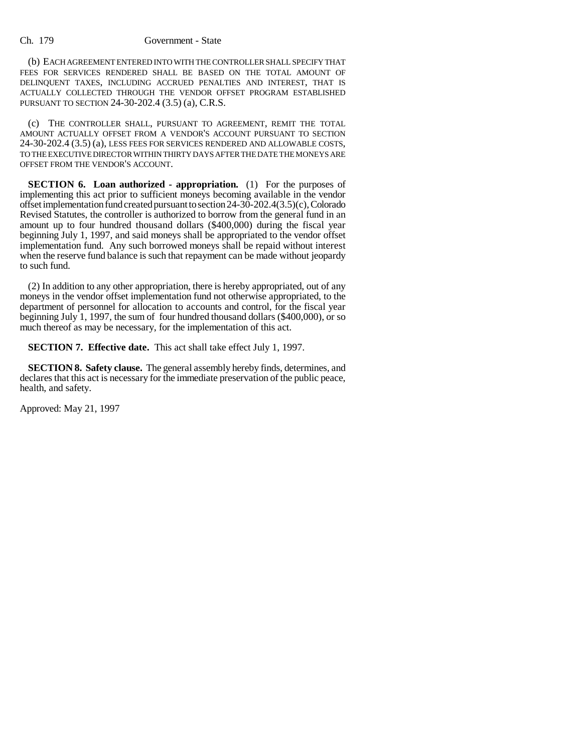(b) EACH AGREEMENT ENTERED INTO WITH THE CONTROLLER SHALL SPECIFY THAT FEES FOR SERVICES RENDERED SHALL BE BASED ON THE TOTAL AMOUNT OF DELINQUENT TAXES, INCLUDING ACCRUED PENALTIES AND INTEREST, THAT IS ACTUALLY COLLECTED THROUGH THE VENDOR OFFSET PROGRAM ESTABLISHED PURSUANT TO SECTION 24-30-202.4 (3.5) (a), C.R.S.

(c) THE CONTROLLER SHALL, PURSUANT TO AGREEMENT, REMIT THE TOTAL AMOUNT ACTUALLY OFFSET FROM A VENDOR'S ACCOUNT PURSUANT TO SECTION 24-30-202.4 (3.5) (a), LESS FEES FOR SERVICES RENDERED AND ALLOWABLE COSTS, TO THE EXECUTIVE DIRECTOR WITHIN THIRTY DAYS AFTER THE DATE THE MONEYS ARE OFFSET FROM THE VENDOR'S ACCOUNT.

**SECTION 6. Loan authorized - appropriation.** (1) For the purposes of implementing this act prior to sufficient moneys becoming available in the vendor offset implementation fund created pursuant to section 24-30-202.4(3.5)(c), Colorado Revised Statutes, the controller is authorized to borrow from the general fund in an amount up to four hundred thousand dollars ($400,000) during the fiscal year beginning July 1, 1997, and said moneys shall be appropriated to the vendor offset implementation fund. Any such borrowed moneys shall be repaid without interest when the reserve fund balance is such that repayment can be made without jeopardy to such fund.

(2) In addition to any other appropriation, there is hereby appropriated, out of any moneys in the vendor offset implementation fund not otherwise appropriated, to the department of personnel for allocation to accounts and control, for the fiscal year beginning July 1, 1997, the sum of four hundred thousand dollars ($400,000), or so much thereof as may be necessary, for the implementation of this act.

**SECTION 7. Effective date.** This act shall take effect July 1, 1997.

**SECTION 8. Safety clause.** The general assembly hereby finds, determines, and declares that this act is necessary for the immediate preservation of the public peace, health, and safety.

Approved: May 21, 1997